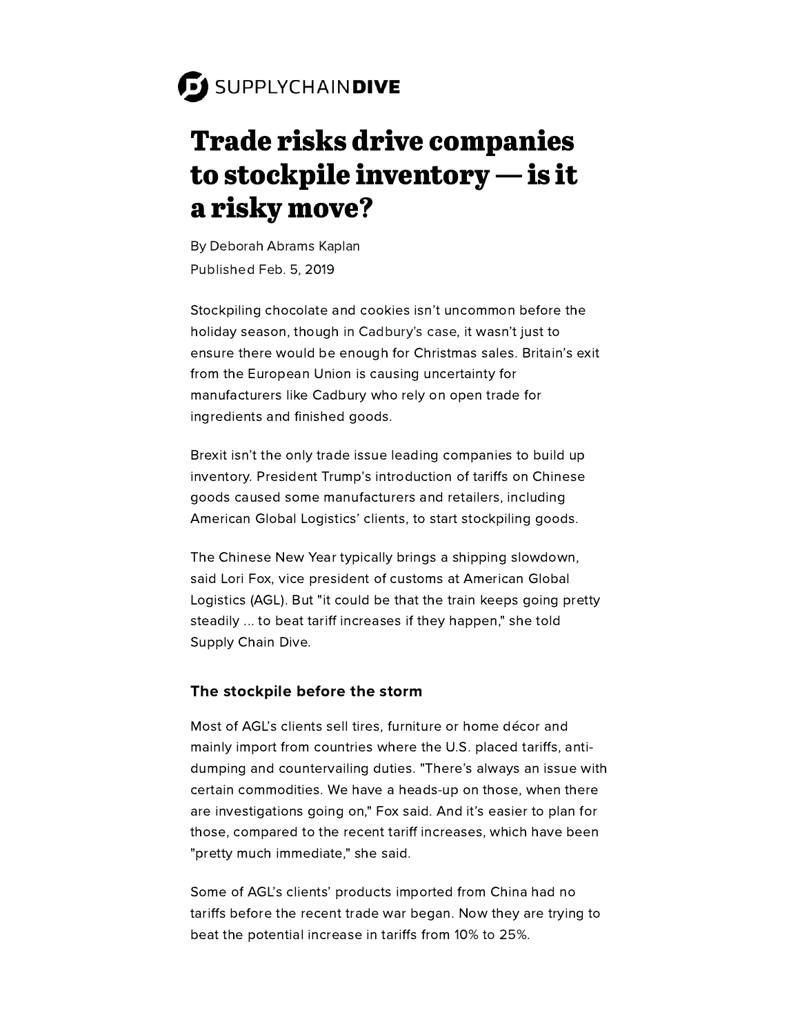SUPPLYCHAIN**DIVE**

# Trade risks drive companies to stockpile inventory — is it a risky move?

By Deborah Abrams Kaplan

Published Feb. 5, 2019

Stockpiling chocolate and cookies isn't uncommon before the holiday season, though in Cadbury's case, it wasn't just to ensure there would be enough for Christmas sales. Britain's exit from the European Union is causing uncertainty for manufacturers like Cadbury who rely on open trade for ingredients and finished goods.

Brexit isn't the only trade issue leading companies to build up inventory. President Trump's introduction of tariffs on Chinese goods caused some manufacturers and retailers, including American Global Logistics' clients, to start stockpiling goods.

The Chinese New Year typically brings a shipping slowdown, said Lori Fox, vice president of customs at American Global Logistics (AGL). But "it could be that the train keeps going pretty steadily ... to beat tariff increases if they happen," she told Supply Chain Dive.

### The stockpile before the storm

Most of AGL's clients sell tires, furniture or home décor and mainly import from countries where the U.S. placed tariffs, anti-dumping and countervailing duties. "There's always an issue with certain commodities. We have a heads-up on those, when there are investigations going on," Fox said. And it's easier to plan for those, compared to the recent tariff increases, which have been "pretty much immediate," she said.

Some of AGL's clients' products imported from China had no tariffs before the recent trade war began. Now they are trying to beat the potential increase in tariffs from 10% to 25%.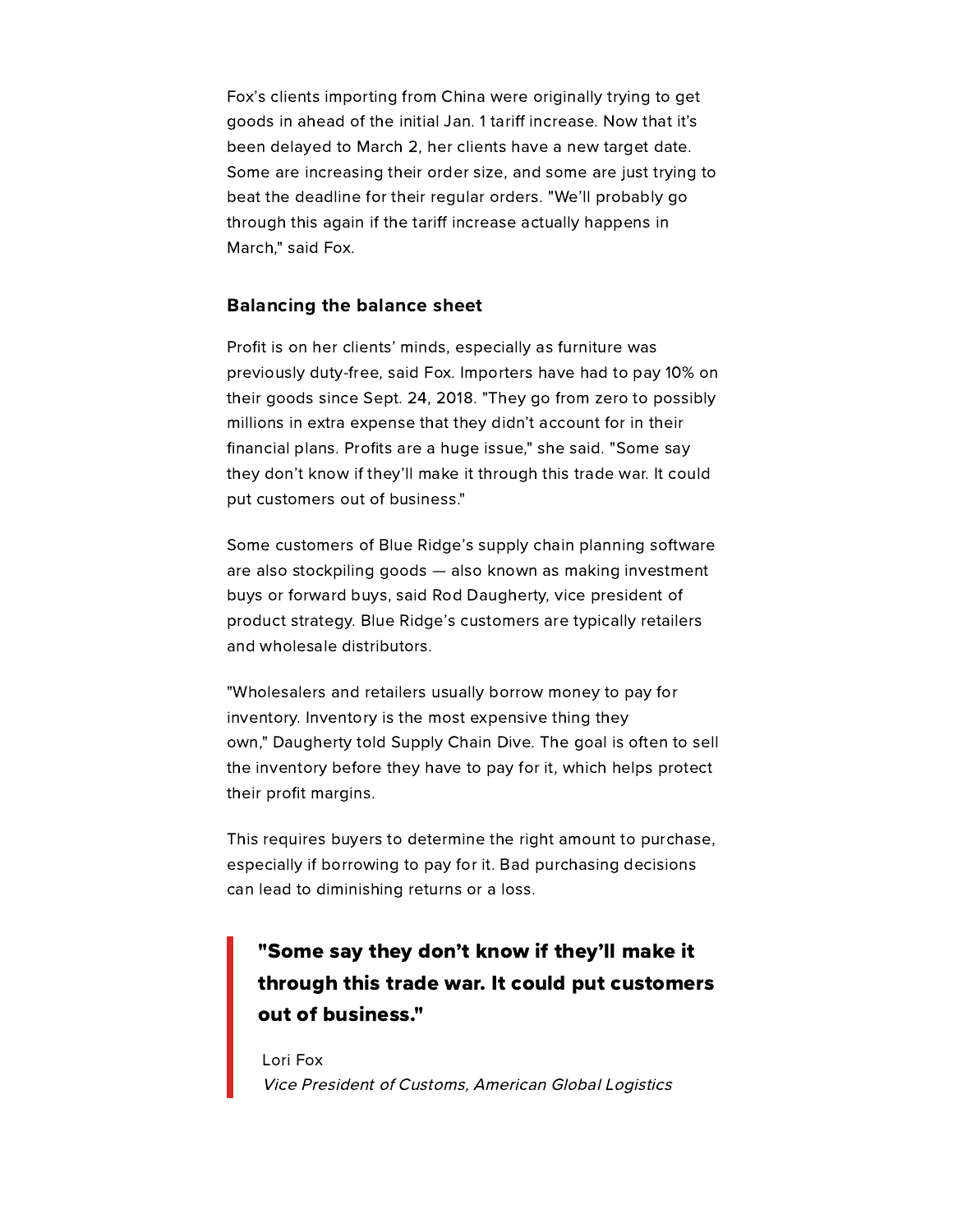Fox's clients importing from China were originally trying to get goods in ahead of the initial Jan. 1 tariff increase. Now that it's been delayed to March 2, her clients have a new target date. Some are increasing their order size, and some are just trying to beat the deadline for their regular orders. "We'll probably go through this again if the tariff increase actually happens in March," said Fox.

### Balancing the balance sheet

Profit is on her clients' minds, especially as furniture was previously duty-free, said Fox. Importers have had to pay 10% on their goods since Sept. 24, 2018. "They go from zero to possibly millions in extra expense that they didn't account for in their financial plans. Profits are a huge issue," she said. "Some say they don't know if they'll make it through this trade war. It could put customers out of business."

Some customers of Blue Ridge's supply chain planning software are also stockpiling goods — also known as making investment buys or forward buys, said Rod Daugherty, vice president of product strategy. Blue Ridge's customers are typically retailers and wholesale distributors.

"Wholesalers and retailers usually borrow money to pay for inventory. Inventory is the most expensive thing they own," Daugherty told Supply Chain Dive. The goal is often to sell the inventory before they have to pay for it, which helps protect their profit margins.

This requires buyers to determine the right amount to purchase, especially if borrowing to pay for it. Bad purchasing decisions can lead to diminishing returns or a loss.

> **"Some say they don't know if they'll make it through this trade war. It could put customers out of business."**
>
> Lori Fox
> *Vice President of Customs, American Global Logistics*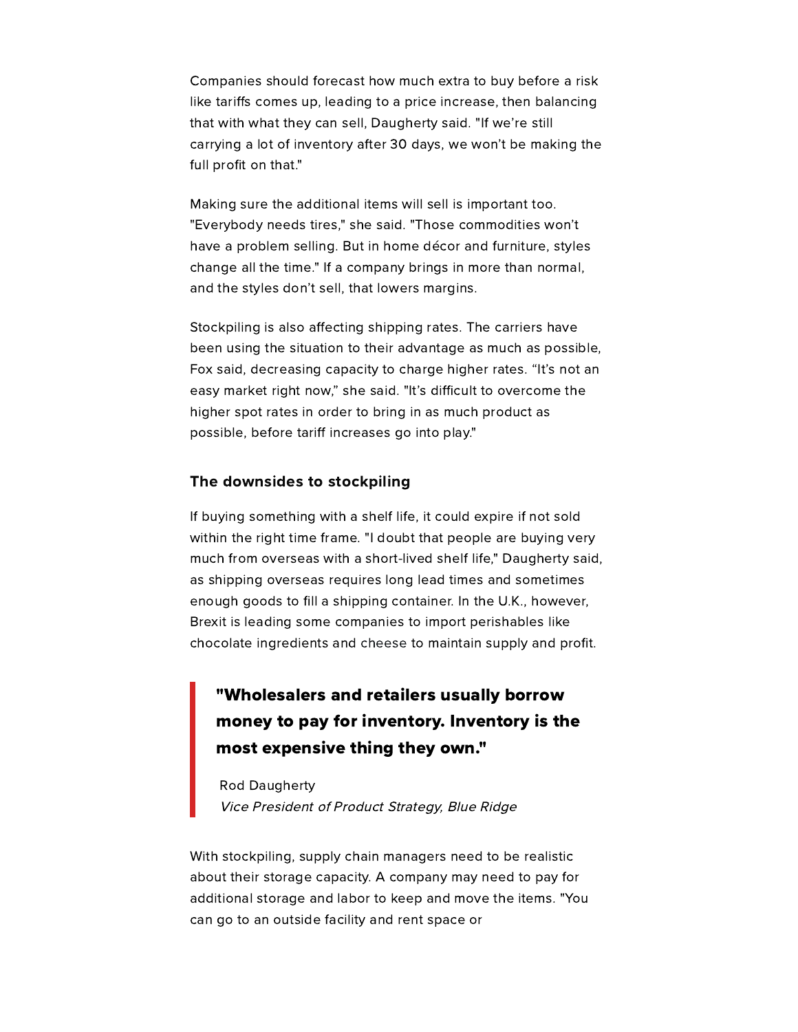Companies should forecast how much extra to buy before a risk like tariffs comes up, leading to a price increase, then balancing that with what they can sell, Daugherty said. "If we're still carrying a lot of inventory after 30 days, we won't be making the full profit on that."

Making sure the additional items will sell is important too. "Everybody needs tires," she said. "Those commodities won't have a problem selling. But in home décor and furniture, styles change all the time." If a company brings in more than normal, and the styles don't sell, that lowers margins.

Stockpiling is also affecting shipping rates. The carriers have been using the situation to their advantage as much as possible, Fox said, decreasing capacity to charge higher rates. "It's not an easy market right now," she said. "It's difficult to overcome the higher spot rates in order to bring in as much product as possible, before tariff increases go into play."

### The downsides to stockpiling

If buying something with a shelf life, it could expire if not sold within the right time frame. "I doubt that people are buying very much from overseas with a short-lived shelf life," Daugherty said, as shipping overseas requires long lead times and sometimes enough goods to fill a shipping container. In the U.K., however, Brexit is leading some companies to import perishables like chocolate ingredients and cheese to maintain supply and profit.

> **"Wholesalers and retailers usually borrow money to pay for inventory. Inventory is the most expensive thing they own."**
>
> Rod Daugherty
> *Vice President of Product Strategy, Blue Ridge*

With stockpiling, supply chain managers need to be realistic about their storage capacity. A company may need to pay for additional storage and labor to keep and move the items. "You can go to an outside facility and rent space or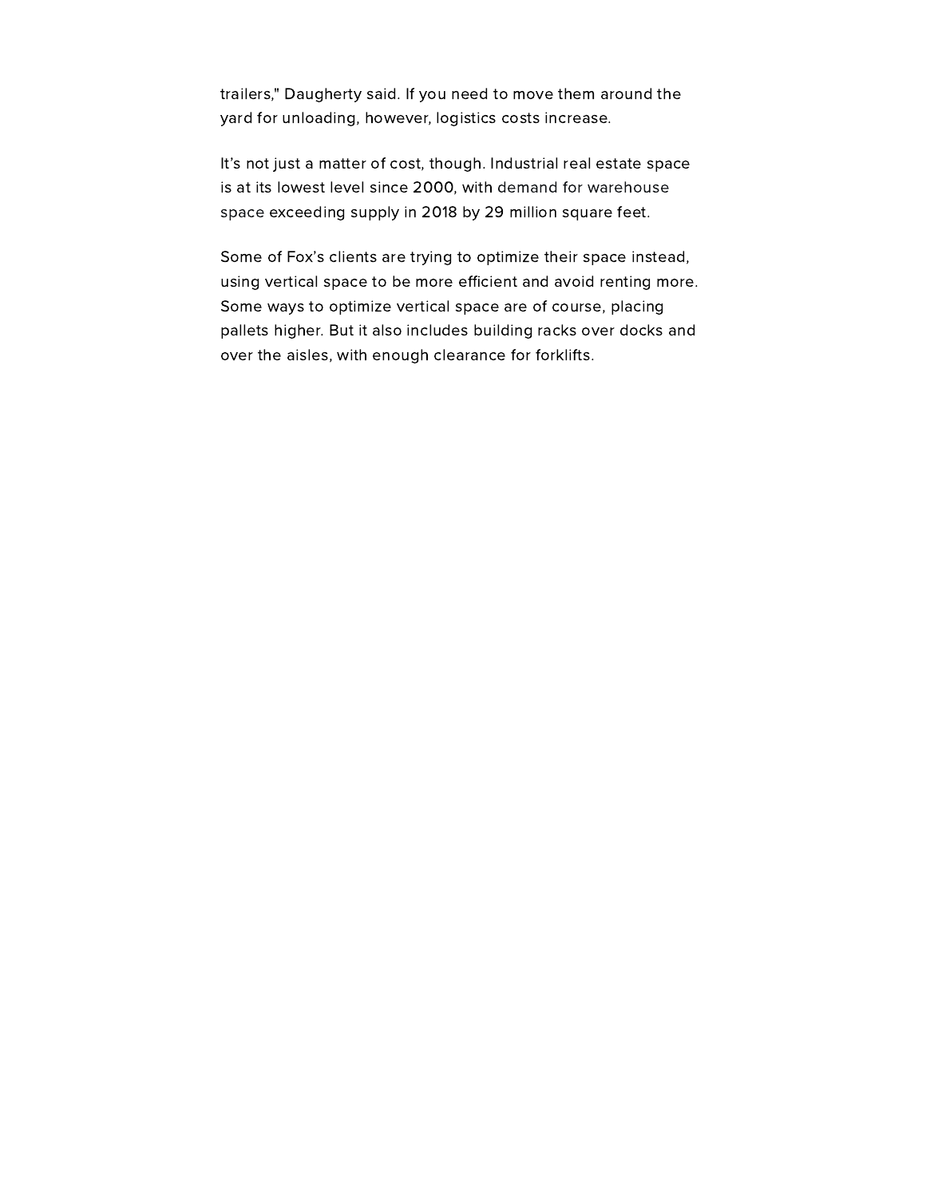trailers," Daugherty said. If you need to move them around the yard for unloading, however, logistics costs increase.

It's not just a matter of cost, though. Industrial real estate space is at its lowest level since 2000, with demand for warehouse space exceeding supply in 2018 by 29 million square feet.

Some of Fox's clients are trying to optimize their space instead, using vertical space to be more efficient and avoid renting more. Some ways to optimize vertical space are of course, placing pallets higher. But it also includes building racks over docks and over the aisles, with enough clearance for forklifts.